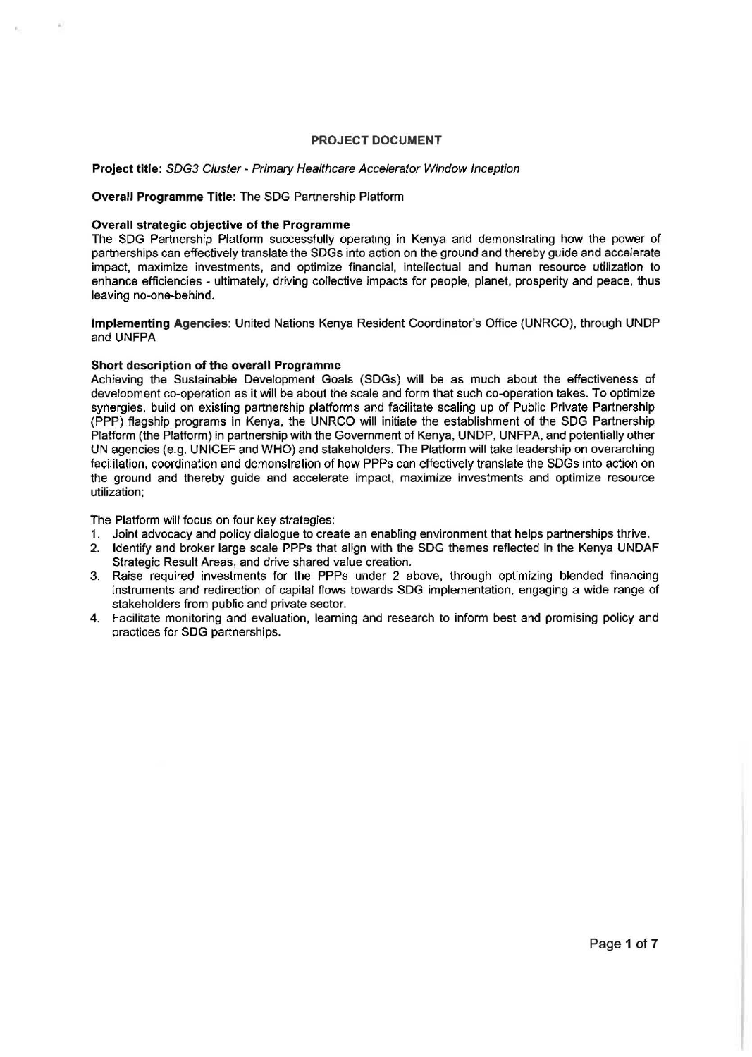# PROJECT DOCUMENT

**Project title:** *SDG3 Cluster - Primary Healthcare Accelerator Window Inception*

**Overall Programme Title:** The SDG Partnership Platform

**Overall strategic objective of the Programme**

The SDG Partnership Platform successfully operating in Kenya and demonstrating how the power of partnerships can effectively translate the SDGs into action on the ground and thereby guide and accelerate impact, maximize investments, and optimize financial, intellectual and human resource utilization to enhance efficiencies - ultimately, driving collective impacts for people, planet, prosperity and peace, thus leaving no-one-behind.

**Implementing Agencies**: United Nations Kenya Resident Coordinator's Office (UNRCO), through UNDP and UNFPA

**Short description of the overall Programme**

Achieving the Sustainable Development Goals (SDGs) will be as much about the effectiveness of development co-operation as it will be about the scale and form that such co-operation takes. To optimize synergies, build on existing partnership platforms and facilitate scaling up of Public Private Partnership (PPP) flagship programs in Kenya, the UNRCO will initiate the establishment of the SDG Partnership Platform (the Platform) in partnership with the Government of Kenya, UNDP, UNFPA, and potentially other UN agencies (e.g. UNICEF and WHO) and stakeholders. The Platform will take leadership on overarching facilitation, coordination and demonstration of how PPPs can effectively translate the SDGs into action on the ground and thereby guide and accelerate impact, maximize investments and optimize resource utilization;

The Platform will focus on four key strategies:

1. Joint advocacy and policy dialogue to create an enabling environment that helps partnerships thrive.
2. Identify and broker large scale PPPs that align with the SDG themes reflected in the Kenya UNDAF Strategic Result Areas, and drive shared value creation.
3. Raise required investments for the PPPs under 2 above, through optimizing blended financing instruments and redirection of capital flows towards SDG implementation, engaging a wide range of stakeholders from public and private sector.
4. Facilitate monitoring and evaluation, learning and research to inform best and promising policy and practices for SDG partnerships.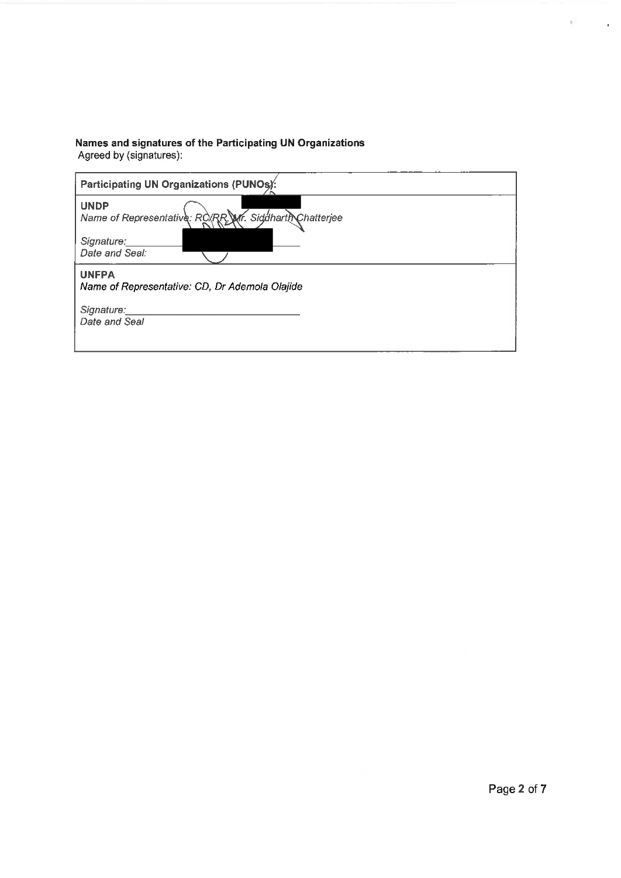**Names and signatures of the Participating UN Organizations**
Agreed by (signatures):

| Participating UN Organizations (PUNOs): |
|---|
| **UNDP**<br>*Name of Representative: RC/RR, Mr. Siddharth Chatterjee*<br><br>*Signature:*\_\_\_\_\_\_\_\_\_\_\_\_\_\_\_\_\_\_\_\_\_\_\_\_\_\_\_\_<br>*Date and Seal:* |
| **UNFPA**<br>*Name of Representative: CD, Dr Ademola Olajide*<br><br>*Signature:*\_\_\_\_\_\_\_\_\_\_\_\_\_\_\_\_\_\_\_\_\_\_\_\_\_\_\_\_<br>*Date and Seal* |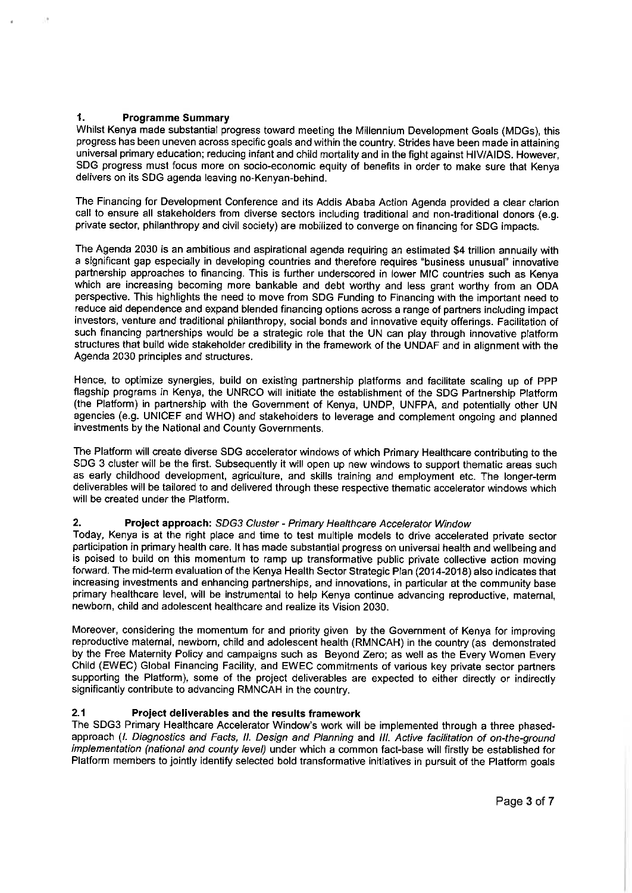## 1. Programme Summary

Whilst Kenya made substantial progress toward meeting the Millennium Development Goals (MDGs), this progress has been uneven across specific goals and within the country. Strides have been made in attaining universal primary education; reducing infant and child mortality and in the fight against HIV/AIDS. However, SDG progress must focus more on socio-economic equity of benefits in order to make sure that Kenya delivers on its SDG agenda leaving no-Kenyan-behind.

The Financing for Development Conference and its Addis Ababa Action Agenda provided a clear clarion call to ensure all stakeholders from diverse sectors including traditional and non-traditional donors (e.g. private sector, philanthropy and civil society) are mobilized to converge on financing for SDG impacts.

The Agenda 2030 is an ambitious and aspirational agenda requiring an estimated $4 trillion annually with a significant gap especially in developing countries and therefore requires "business unusual" innovative partnership approaches to financing. This is further underscored in lower MIC countries such as Kenya which are increasing becoming more bankable and debt worthy and less grant worthy from an ODA perspective. This highlights the need to move from SDG Funding to Financing with the important need to reduce aid dependence and expand blended financing options across a range of partners including impact investors, venture and traditional philanthropy, social bonds and innovative equity offerings. Facilitation of such financing partnerships would be a strategic role that the UN can play through innovative platform structures that build wide stakeholder credibility in the framework of the UNDAF and in alignment with the Agenda 2030 principles and structures.

Hence, to optimize synergies, build on existing partnership platforms and facilitate scaling up of PPP flagship programs in Kenya, the UNRCO will initiate the establishment of the SDG Partnership Platform (the Platform) in partnership with the Government of Kenya, UNDP, UNFPA, and potentially other UN agencies (e.g. UNICEF and WHO) and stakeholders to leverage and complement ongoing and planned investments by the National and County Governments.

The Platform will create diverse SDG accelerator windows of which Primary Healthcare contributing to the SDG 3 cluster will be the first. Subsequently it will open up new windows to support thematic areas such as early childhood development, agriculture, and skills training and employment etc. The longer-term deliverables will be tailored to and delivered through these respective thematic accelerator windows which will be created under the Platform.

## 2. Project approach: *SDG3 Cluster - Primary Healthcare Accelerator Window*

Today, Kenya is at the right place and time to test multiple models to drive accelerated private sector participation in primary health care. It has made substantial progress on universal health and wellbeing and is poised to build on this momentum to ramp up transformative public private collective action moving forward. The mid-term evaluation of the Kenya Health Sector Strategic Plan (2014-2018) also indicates that increasing investments and enhancing partnerships, and innovations, in particular at the community base primary healthcare level, will be instrumental to help Kenya continue advancing reproductive, maternal, newborn, child and adolescent healthcare and realize its Vision 2030.

Moreover, considering the momentum for and priority given by the Government of Kenya for improving reproductive maternal, newborn, child and adolescent health (RMNCAH) in the country (as demonstrated by the Free Maternity Policy and campaigns such as Beyond Zero; as well as the Every Women Every Child (EWEC) Global Financing Facility, and EWEC commitments of various key private sector partners supporting the Platform), some of the project deliverables are expected to either directly or indirectly significantly contribute to advancing RMNCAH in the country.

### 2.1 Project deliverables and the results framework

The SDG3 Primary Healthcare Accelerator Window's work will be implemented through a three phased-approach (*I. Diagnostics and Facts, II. Design and Planning* and *III. Active facilitation of on-the-ground implementation (national and county level)* under which a common fact-base will firstly be established for Platform members to jointly identify selected bold transformative initiatives in pursuit of the Platform goals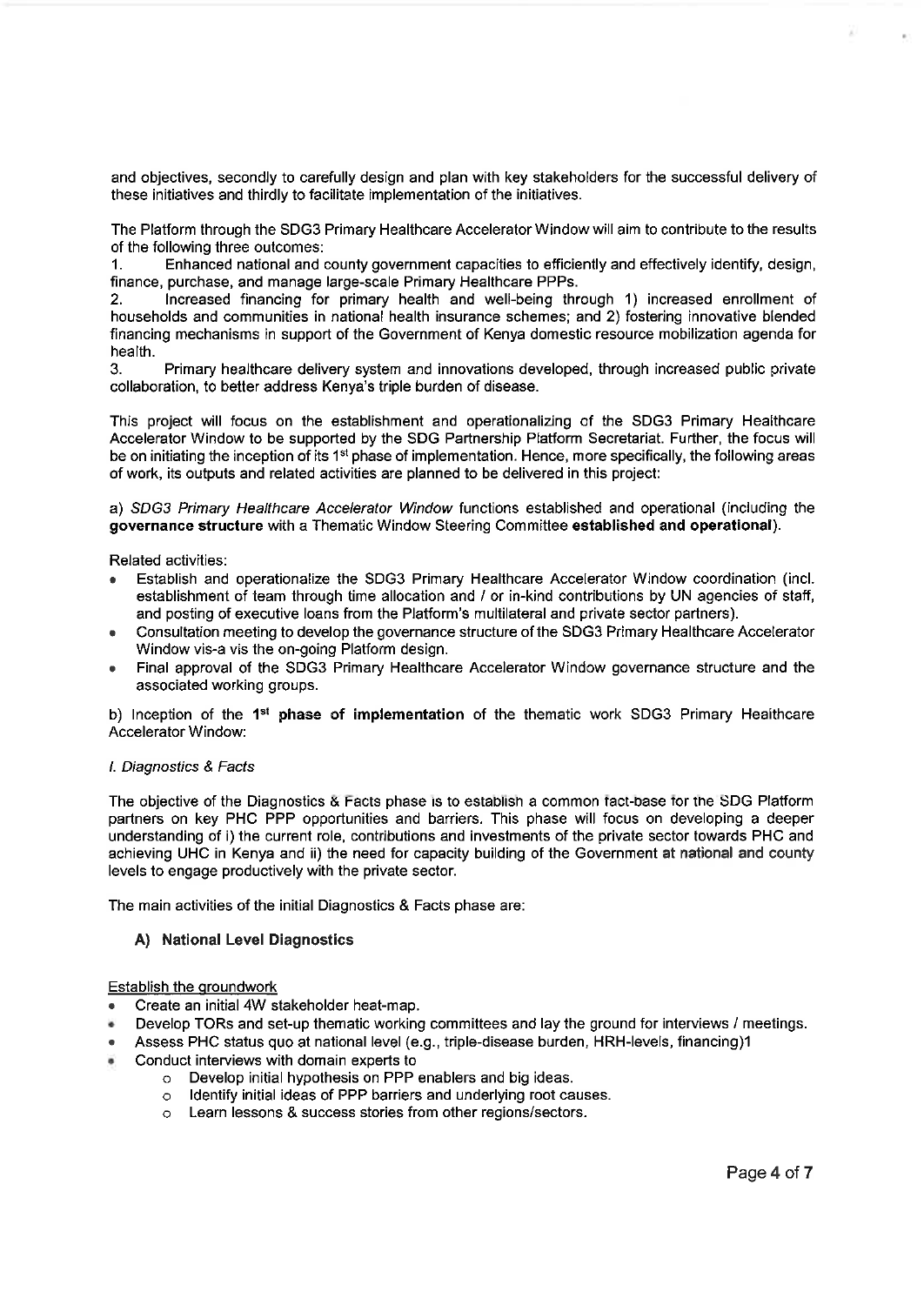and objectives, secondly to carefully design and plan with key stakeholders for the successful delivery of these initiatives and thirdly to facilitate implementation of the initiatives.

The Platform through the SDG3 Primary Healthcare Accelerator Window will aim to contribute to the results of the following three outcomes:

1. Enhanced national and county government capacities to efficiently and effectively identify, design, finance, purchase, and manage large-scale Primary Healthcare PPPs.
2. Increased financing for primary health and well-being through 1) increased enrollment of households and communities in national health insurance schemes; and 2) fostering innovative blended financing mechanisms in support of the Government of Kenya domestic resource mobilization agenda for health.
3. Primary healthcare delivery system and innovations developed, through increased public private collaboration, to better address Kenya's triple burden of disease.

This project will focus on the establishment and operationalizing of the SDG3 Primary Healthcare Accelerator Window to be supported by the SDG Partnership Platform Secretariat. Further, the focus will be on initiating the inception of its 1st phase of implementation. Hence, more specifically, the following areas of work, its outputs and related activities are planned to be delivered in this project:

a) *SDG3 Primary Healthcare Accelerator Window* functions established and operational (including the **governance structure** with a Thematic Window Steering Committee **established and operational**).

Related activities:

- Establish and operationalize the SDG3 Primary Healthcare Accelerator Window coordination (incl. establishment of team through time allocation and / or in-kind contributions by UN agencies of staff, and posting of executive loans from the Platform's multilateral and private sector partners).
- Consultation meeting to develop the governance structure of the SDG3 Primary Healthcare Accelerator Window vis-a vis the on-going Platform design.
- Final approval of the SDG3 Primary Healthcare Accelerator Window governance structure and the associated working groups.

b) Inception of the **1st phase of implementation** of the thematic work SDG3 Primary Healthcare Accelerator Window:

*I. Diagnostics & Facts*

The objective of the Diagnostics & Facts phase is to establish a common fact-base for the SDG Platform partners on key PHC PPP opportunities and barriers. This phase will focus on developing a deeper understanding of i) the current role, contributions and investments of the private sector towards PHC and achieving UHC in Kenya and ii) the need for capacity building of the Government at national and county levels to engage productively with the private sector.

The main activities of the initial Diagnostics & Facts phase are:

### A) National Level Diagnostics

Establish the groundwork

- Create an initial 4W stakeholder heat-map.
- Develop TORs and set-up thematic working committees and lay the ground for interviews / meetings.
- Assess PHC status quo at national level (e.g., triple-disease burden, HRH-levels, financing)1
- Conduct interviews with domain experts to
  - Develop initial hypothesis on PPP enablers and big ideas.
  - Identify initial ideas of PPP barriers and underlying root causes.
  - Learn lessons & success stories from other regions/sectors.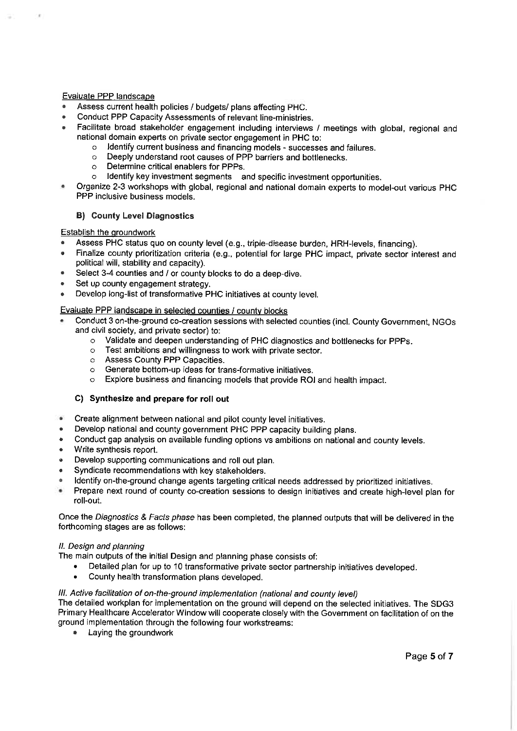Evaluate PPP landscape

- Assess current health policies / budgets/ plans affecting PHC.
- Conduct PPP Capacity Assessments of relevant line-ministries.
- Facilitate broad stakeholder engagement including interviews / meetings with global, regional and national domain experts on private sector engagement in PHC to:
    - Identify current business and financing models - successes and failures.
    - Deeply understand root causes of PPP barriers and bottlenecks.
    - Determine critical enablers for PPPs.
    - Identify key investment segments and specific investment opportunities.
- Organize 2-3 workshops with global, regional and national domain experts to model-out various PHC PPP inclusive business models.

### B) County Level Diagnostics

Establish the groundwork

- Assess PHC status quo on county level (e.g., triple-disease burden, HRH-levels, financing).
- Finalize county prioritization criteria (e.g., potential for large PHC impact, private sector interest and political will, stability and capacity).
- Select 3-4 counties and / or county blocks to do a deep-dive.
- Set up county engagement strategy.
- Develop long-list of transformative PHC initiatives at county level.

Evaluate PPP landscape in selected counties / county blocks

- Conduct 3 on-the-ground co-creation sessions with selected counties (incl. County Government, NGOs and civil society, and private sector) to:
    - Validate and deepen understanding of PHC diagnostics and bottlenecks for PPPs.
    - Test ambitions and willingness to work with private sector.
    - Assess County PPP Capacities.
    - Generate bottom-up ideas for trans-formative initiatives.
    - Explore business and financing models that provide ROI and health impact.

### C) Synthesize and prepare for roll out

- Create alignment between national and pilot county level initiatives.
- Develop national and county government PHC PPP capacity building plans.
- Conduct gap analysis on available funding options vs ambitions on national and county levels.
- Write synthesis report.
- Develop supporting communications and roll out plan.
- Syndicate recommendations with key stakeholders.
- Identify on-the-ground change agents targeting critical needs addressed by prioritized initiatives.
- Prepare next round of county co-creation sessions to design initiatives and create high-level plan for roll-out.

Once the *Diagnostics & Facts phase* has been completed, the planned outputs that will be delivered in the forthcoming stages are as follows:

*II. Design and planning*

The main outputs of the initial Design and planning phase consists of:

- Detailed plan for up to 10 transformative private sector partnership initiatives developed.
- County health transformation plans developed.

*III. Active facilitation of on-the-ground implementation (national and county level)*

The detailed workplan for implementation on the ground will depend on the selected initiatives. The SDG3 Primary Healthcare Accelerator Window will cooperate closely with the Government on facilitation of on the ground implementation through the following four workstreams:

- Laying the groundwork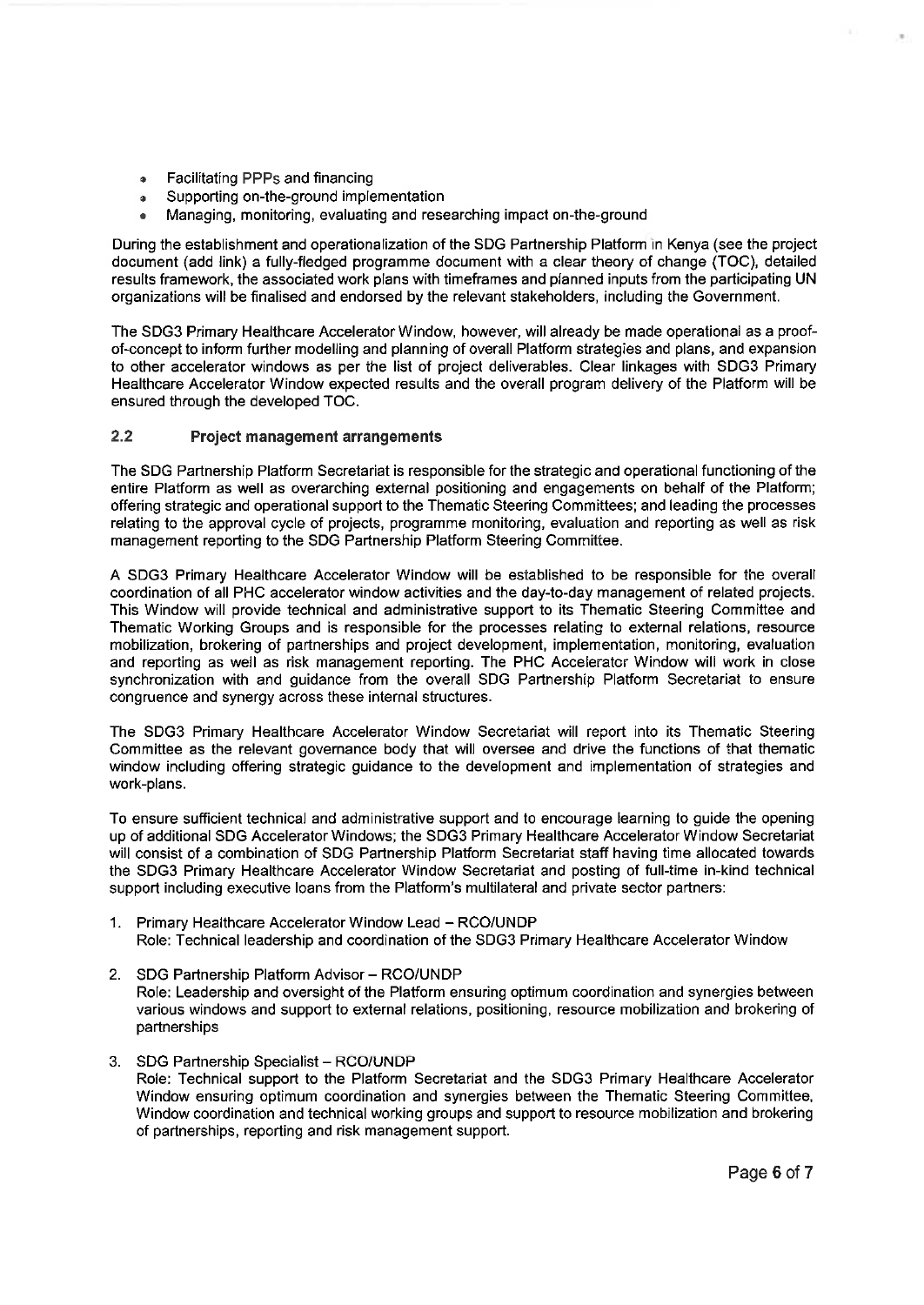- Facilitating PPPs and financing
- Supporting on-the-ground implementation
- Managing, monitoring, evaluating and researching impact on-the-ground

During the establishment and operationalization of the SDG Partnership Platform in Kenya (see the project document (add link) a fully-fledged programme document with a clear theory of change (TOC), detailed results framework, the associated work plans with timeframes and planned inputs from the participating UN organizations will be finalised and endorsed by the relevant stakeholders, including the Government.

The SDG3 Primary Healthcare Accelerator Window, however, will already be made operational as a proof-of-concept to inform further modelling and planning of overall Platform strategies and plans, and expansion to other accelerator windows as per the list of project deliverables. Clear linkages with SDG3 Primary Healthcare Accelerator Window expected results and the overall program delivery of the Platform will be ensured through the developed TOC.

## 2.2 Project management arrangements

The SDG Partnership Platform Secretariat is responsible for the strategic and operational functioning of the entire Platform as well as overarching external positioning and engagements on behalf of the Platform; offering strategic and operational support to the Thematic Steering Committees; and leading the processes relating to the approval cycle of projects, programme monitoring, evaluation and reporting as well as risk management reporting to the SDG Partnership Platform Steering Committee.

A SDG3 Primary Healthcare Accelerator Window will be established to be responsible for the overall coordination of all PHC accelerator window activities and the day-to-day management of related projects. This Window will provide technical and administrative support to its Thematic Steering Committee and Thematic Working Groups and is responsible for the processes relating to external relations, resource mobilization, brokering of partnerships and project development, implementation, monitoring, evaluation and reporting as well as risk management reporting. The PHC Accelerator Window will work in close synchronization with and guidance from the overall SDG Partnership Platform Secretariat to ensure congruence and synergy across these internal structures.

The SDG3 Primary Healthcare Accelerator Window Secretariat will report into its Thematic Steering Committee as the relevant governance body that will oversee and drive the functions of that thematic window including offering strategic guidance to the development and implementation of strategies and work-plans.

To ensure sufficient technical and administrative support and to encourage learning to guide the opening up of additional SDG Accelerator Windows; the SDG3 Primary Healthcare Accelerator Window Secretariat will consist of a combination of SDG Partnership Platform Secretariat staff having time allocated towards the SDG3 Primary Healthcare Accelerator Window Secretariat and posting of full-time in-kind technical support including executive loans from the Platform's multilateral and private sector partners:

1. Primary Healthcare Accelerator Window Lead – RCO/UNDP
   Role: Technical leadership and coordination of the SDG3 Primary Healthcare Accelerator Window

2. SDG Partnership Platform Advisor – RCO/UNDP
   Role: Leadership and oversight of the Platform ensuring optimum coordination and synergies between various windows and support to external relations, positioning, resource mobilization and brokering of partnerships

3. SDG Partnership Specialist – RCO/UNDP
   Role: Technical support to the Platform Secretariat and the SDG3 Primary Healthcare Accelerator Window ensuring optimum coordination and synergies between the Thematic Steering Committee, Window coordination and technical working groups and support to resource mobilization and brokering of partnerships, reporting and risk management support.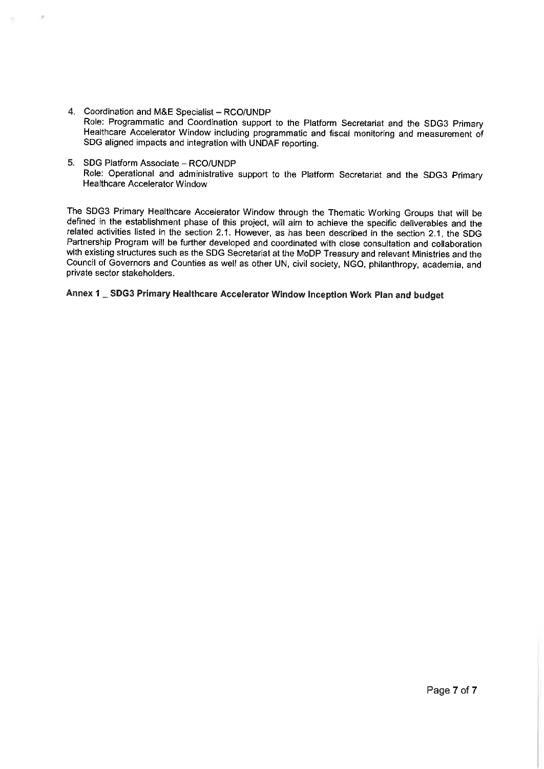4. Coordination and M&E Specialist – RCO/UNDP
   Role: Programmatic and Coordination support to the Platform Secretariat and the SDG3 Primary Healthcare Accelerator Window including programmatic and fiscal monitoring and measurement of SDG aligned impacts and integration with UNDAF reporting.

5. SDG Platform Associate – RCO/UNDP
   Role: Operational and administrative support to the Platform Secretariat and the SDG3 Primary Healthcare Accelerator Window

The SDG3 Primary Healthcare Accelerator Window through the Thematic Working Groups that will be defined in the establishment phase of this project, will aim to achieve the specific deliverables and the related activities listed in the section 2.1. However, as has been described in the section 2.1, the SDG Partnership Program will be further developed and coordinated with close consultation and collaboration with existing structures such as the SDG Secretariat at the MoDP Treasury and relevant Ministries and the Council of Governors and Counties as well as other UN, civil society, NGO, philanthropy, academia, and private sector stakeholders.

**Annex 1 _ SDG3 Primary Healthcare Accelerator Window Inception Work Plan and budget**